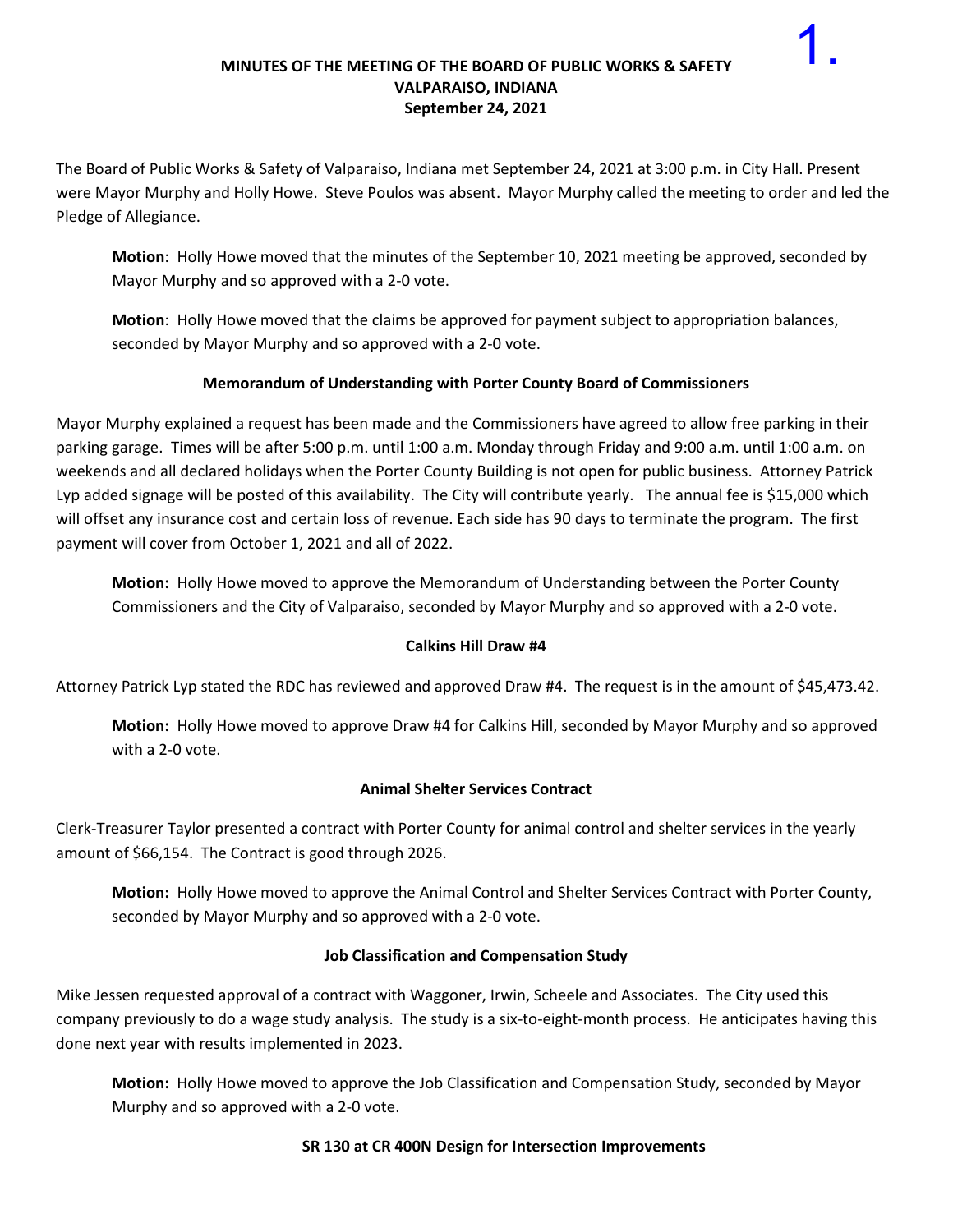# MINUTES OF THE MEETING OF THE BOARD OF PUBLIC WORKS & SAFETY
## VALPARAISO, INDIANA
## September 24, 2021

The Board of Public Works & Safety of Valparaiso, Indiana met September 24, 2021 at 3:00 p.m. in City Hall. Present were Mayor Murphy and Holly Howe. Steve Poulos was absent. Mayor Murphy called the meeting to order and led the Pledge of Allegiance.

> **Motion**: Holly Howe moved that the minutes of the September 10, 2021 meeting be approved, seconded by Mayor Murphy and so approved with a 2-0 vote.
>
> **Motion**: Holly Howe moved that the claims be approved for payment subject to appropriation balances, seconded by Mayor Murphy and so approved with a 2-0 vote.

### Memorandum of Understanding with Porter County Board of Commissioners

Mayor Murphy explained a request has been made and the Commissioners have agreed to allow free parking in their parking garage. Times will be after 5:00 p.m. until 1:00 a.m. Monday through Friday and 9:00 a.m. until 1:00 a.m. on weekends and all declared holidays when the Porter County Building is not open for public business. Attorney Patrick Lyp added signage will be posted of this availability. The City will contribute yearly. The annual fee is $15,000 which will offset any insurance cost and certain loss of revenue. Each side has 90 days to terminate the program. The first payment will cover from October 1, 2021 and all of 2022.

> **Motion:** Holly Howe moved to approve the Memorandum of Understanding between the Porter County Commissioners and the City of Valparaiso, seconded by Mayor Murphy and so approved with a 2-0 vote.

### Calkins Hill Draw #4

Attorney Patrick Lyp stated the RDC has reviewed and approved Draw #4. The request is in the amount of $45,473.42.

> **Motion:** Holly Howe moved to approve Draw #4 for Calkins Hill, seconded by Mayor Murphy and so approved with a 2-0 vote.

### Animal Shelter Services Contract

Clerk-Treasurer Taylor presented a contract with Porter County for animal control and shelter services in the yearly amount of $66,154. The Contract is good through 2026.

> **Motion:** Holly Howe moved to approve the Animal Control and Shelter Services Contract with Porter County, seconded by Mayor Murphy and so approved with a 2-0 vote.

### Job Classification and Compensation Study

Mike Jessen requested approval of a contract with Waggoner, Irwin, Scheele and Associates. The City used this company previously to do a wage study analysis. The study is a six-to-eight-month process. He anticipates having this done next year with results implemented in 2023.

> **Motion:** Holly Howe moved to approve the Job Classification and Compensation Study, seconded by Mayor Murphy and so approved with a 2-0 vote.

### SR 130 at CR 400N Design for Intersection Improvements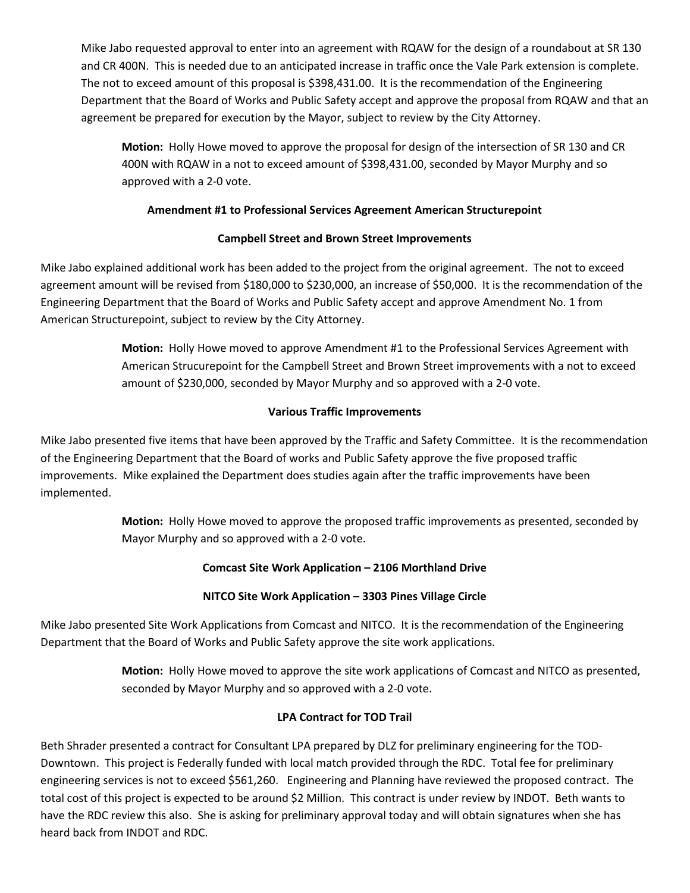Mike Jabo requested approval to enter into an agreement with RQAW for the design of a roundabout at SR 130 and CR 400N. This is needed due to an anticipated increase in traffic once the Vale Park extension is complete. The not to exceed amount of this proposal is $398,431.00. It is the recommendation of the Engineering Department that the Board of Works and Public Safety accept and approve the proposal from RQAW and that an agreement be prepared for execution by the Mayor, subject to review by the City Attorney.

> **Motion:** Holly Howe moved to approve the proposal for design of the intersection of SR 130 and CR 400N with RQAW in a not to exceed amount of $398,431.00, seconded by Mayor Murphy and so approved with a 2-0 vote.

**Amendment #1 to Professional Services Agreement American Structurepoint**

**Campbell Street and Brown Street Improvements**

Mike Jabo explained additional work has been added to the project from the original agreement. The not to exceed agreement amount will be revised from $180,000 to $230,000, an increase of $50,000. It is the recommendation of the Engineering Department that the Board of Works and Public Safety accept and approve Amendment No. 1 from American Structurepoint, subject to review by the City Attorney.

> **Motion:** Holly Howe moved to approve Amendment #1 to the Professional Services Agreement with American Strucurepoint for the Campbell Street and Brown Street improvements with a not to exceed amount of $230,000, seconded by Mayor Murphy and so approved with a 2-0 vote.

**Various Traffic Improvements**

Mike Jabo presented five items that have been approved by the Traffic and Safety Committee. It is the recommendation of the Engineering Department that the Board of works and Public Safety approve the five proposed traffic improvements. Mike explained the Department does studies again after the traffic improvements have been implemented.

> **Motion:** Holly Howe moved to approve the proposed traffic improvements as presented, seconded by Mayor Murphy and so approved with a 2-0 vote.

**Comcast Site Work Application – 2106 Morthland Drive**

**NITCO Site Work Application – 3303 Pines Village Circle**

Mike Jabo presented Site Work Applications from Comcast and NITCO. It is the recommendation of the Engineering Department that the Board of Works and Public Safety approve the site work applications.

> **Motion:** Holly Howe moved to approve the site work applications of Comcast and NITCO as presented, seconded by Mayor Murphy and so approved with a 2-0 vote.

**LPA Contract for TOD Trail**

Beth Shrader presented a contract for Consultant LPA prepared by DLZ for preliminary engineering for the TOD-Downtown. This project is Federally funded with local match provided through the RDC. Total fee for preliminary engineering services is not to exceed $561,260. Engineering and Planning have reviewed the proposed contract. The total cost of this project is expected to be around $2 Million. This contract is under review by INDOT. Beth wants to have the RDC review this also. She is asking for preliminary approval today and will obtain signatures when she has heard back from INDOT and RDC.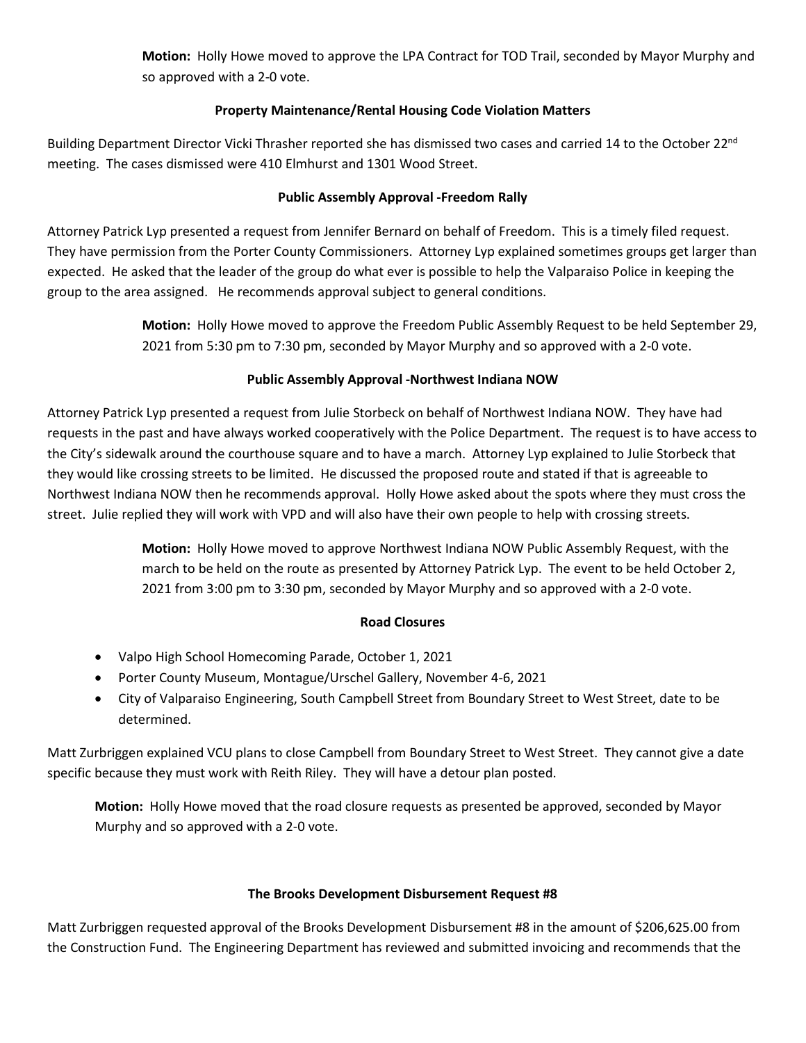**Motion:** Holly Howe moved to approve the LPA Contract for TOD Trail, seconded by Mayor Murphy and so approved with a 2-0 vote.

**Property Maintenance/Rental Housing Code Violation Matters**

Building Department Director Vicki Thrasher reported she has dismissed two cases and carried 14 to the October 22nd meeting. The cases dismissed were 410 Elmhurst and 1301 Wood Street.

**Public Assembly Approval -Freedom Rally**

Attorney Patrick Lyp presented a request from Jennifer Bernard on behalf of Freedom. This is a timely filed request. They have permission from the Porter County Commissioners. Attorney Lyp explained sometimes groups get larger than expected. He asked that the leader of the group do what ever is possible to help the Valparaiso Police in keeping the group to the area assigned. He recommends approval subject to general conditions.

**Motion:** Holly Howe moved to approve the Freedom Public Assembly Request to be held September 29, 2021 from 5:30 pm to 7:30 pm, seconded by Mayor Murphy and so approved with a 2-0 vote.

**Public Assembly Approval -Northwest Indiana NOW**

Attorney Patrick Lyp presented a request from Julie Storbeck on behalf of Northwest Indiana NOW. They have had requests in the past and have always worked cooperatively with the Police Department. The request is to have access to the City's sidewalk around the courthouse square and to have a march. Attorney Lyp explained to Julie Storbeck that they would like crossing streets to be limited. He discussed the proposed route and stated if that is agreeable to Northwest Indiana NOW then he recommends approval. Holly Howe asked about the spots where they must cross the street. Julie replied they will work with VPD and will also have their own people to help with crossing streets.

**Motion:** Holly Howe moved to approve Northwest Indiana NOW Public Assembly Request, with the march to be held on the route as presented by Attorney Patrick Lyp. The event to be held October 2, 2021 from 3:00 pm to 3:30 pm, seconded by Mayor Murphy and so approved with a 2-0 vote.

**Road Closures**

- Valpo High School Homecoming Parade, October 1, 2021
- Porter County Museum, Montague/Urschel Gallery, November 4-6, 2021
- City of Valparaiso Engineering, South Campbell Street from Boundary Street to West Street, date to be determined.

Matt Zurbriggen explained VCU plans to close Campbell from Boundary Street to West Street. They cannot give a date specific because they must work with Reith Riley. They will have a detour plan posted.

**Motion:** Holly Howe moved that the road closure requests as presented be approved, seconded by Mayor Murphy and so approved with a 2-0 vote.

**The Brooks Development Disbursement Request #8**

Matt Zurbriggen requested approval of the Brooks Development Disbursement #8 in the amount of $206,625.00 from the Construction Fund. The Engineering Department has reviewed and submitted invoicing and recommends that the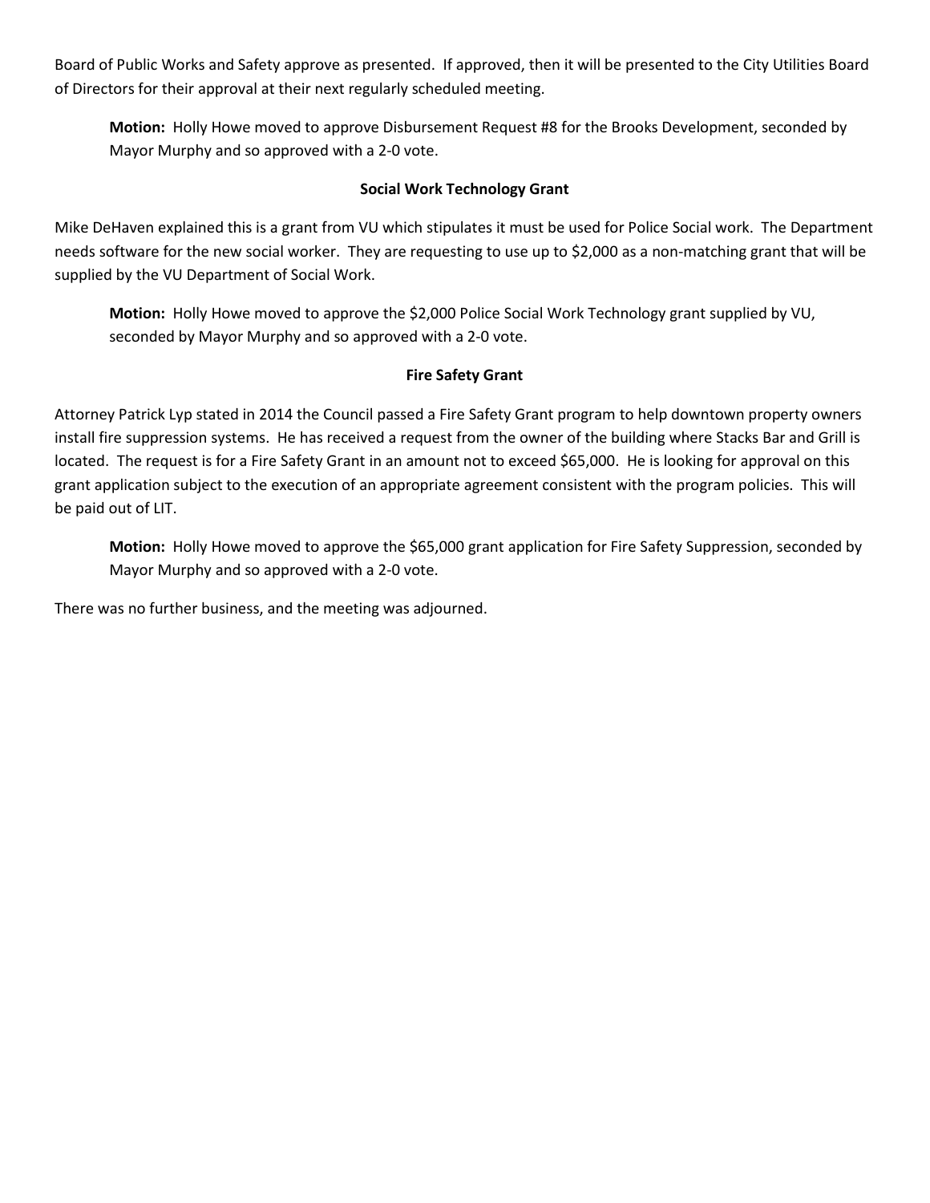Board of Public Works and Safety approve as presented. If approved, then it will be presented to the City Utilities Board of Directors for their approval at their next regularly scheduled meeting.

> **Motion:** Holly Howe moved to approve Disbursement Request #8 for the Brooks Development, seconded by Mayor Murphy and so approved with a 2-0 vote.

### Social Work Technology Grant

Mike DeHaven explained this is a grant from VU which stipulates it must be used for Police Social work. The Department needs software for the new social worker. They are requesting to use up to $2,000 as a non-matching grant that will be supplied by the VU Department of Social Work.

> **Motion:** Holly Howe moved to approve the $2,000 Police Social Work Technology grant supplied by VU, seconded by Mayor Murphy and so approved with a 2-0 vote.

### Fire Safety Grant

Attorney Patrick Lyp stated in 2014 the Council passed a Fire Safety Grant program to help downtown property owners install fire suppression systems. He has received a request from the owner of the building where Stacks Bar and Grill is located. The request is for a Fire Safety Grant in an amount not to exceed $65,000. He is looking for approval on this grant application subject to the execution of an appropriate agreement consistent with the program policies. This will be paid out of LIT.

> **Motion:** Holly Howe moved to approve the $65,000 grant application for Fire Safety Suppression, seconded by Mayor Murphy and so approved with a 2-0 vote.

There was no further business, and the meeting was adjourned.